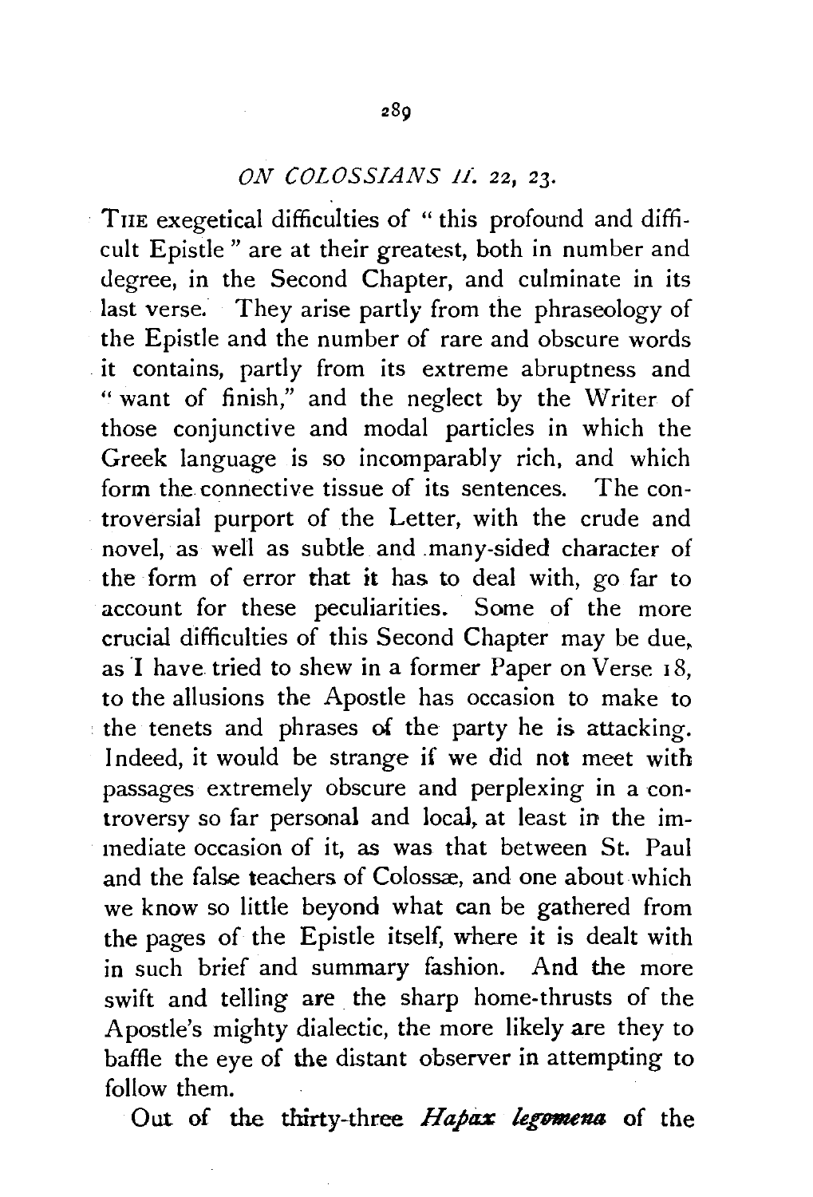## *ON COLOSSIANS II. 22, 23.*

THE exegetical difficulties of "this profound and difficult Epistle" are at their greatest, both in number and degree, in the Second Chapter, and culminate in its last verse. They arise partly from the phraseology of the Epistle and the number of rare and obscure words it contains, partly from its extreme abruptness and "want of finish," and the neglect by the Writer of those conjunctive and modal particles in which the Greek language is so incomparably rich, and which form the connective tissue of its sentences. The controversial purport of the Letter, with the crude and novel, as well as subtle and many-sided character of the form of error that it has to deal with, go far to account for these peculiarities. Some of the more crucial difficulties of this Second Chapter may be due, as I have tried to shew in a former Paper on Verse 18, to the allusions the Apostle has occasion to make to the tenets and phrases of the party he is attacking. Indeed, it would be strange if we did not meet with passages extremely obscure and perplexing in a controversy so far personal and local, at least in the immediate occasion of it, as was that between St. Paul and the false teachers of Colossæ, and one about which we know so little beyond what can be gathered from the pages of the Epistle itself, where it is dealt with in such brief and summary fashion. And the more swift and telling are the sharp home-thrusts of the Apostle's mighty dialectic, the more likely are they to baffle the eye of the distant observer in attempting to follow them.

Out of the thirty-three *Hapax legomena* of the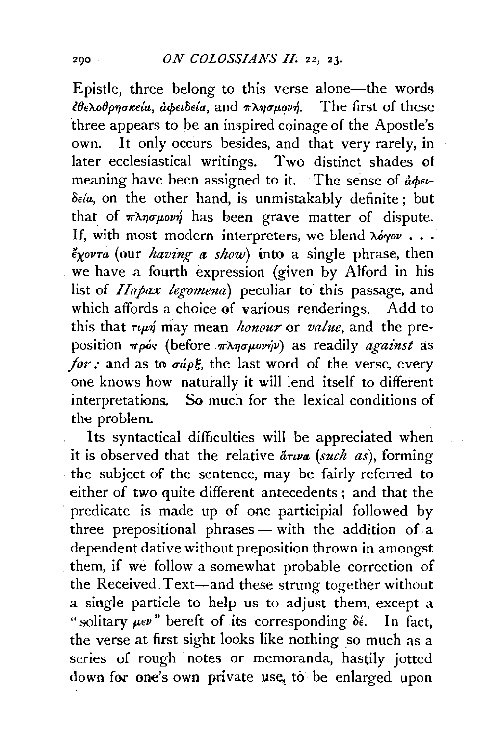Epistle, three belong to this verse alone—the words ἐθελοθρησκεία, ἀφειδεία, and πλησμονή. The first of these three appears to be an inspired coinage of the Apostle's own. It only occurs besides, and that very rarely, in later ecclesiastical writings. Two distinct shades of meaning have been assigned to it. The sense of ἀφειδεία, on the other hand, is unmistakably definite; but that of πλησμονή has been grave matter of dispute. If, with most modern interpreters, we blend λόγον . . . ἔχοντα (our *having a show*) into a single phrase, then we have a fourth expression (given by Alford in his list of *Hapax legomena*) peculiar to this passage, and which affords a choice of various renderings. Add to this that τιμή may mean *honour* or *value*, and the preposition πρός (before πλησμονήν) as readily *against* as *for*; and as to σάρξ, the last word of the verse, every one knows how naturally it will lend itself to different interpretations. So much for the lexical conditions of the problem.

Its syntactical difficulties will be appreciated when it is observed that the relative ἅτινα (*such as*), forming the subject of the sentence, may be fairly referred to either of two quite different antecedents; and that the predicate is made up of one participial followed by three prepositional phrases — with the addition of a dependent dative without preposition thrown in amongst them, if we follow a somewhat probable correction of the Received Text—and these strung together without a single particle to help us to adjust them, except a "solitary μεν" bereft of its corresponding δέ. In fact, the verse at first sight looks like nothing so much as a series of rough notes or memoranda, hastily jotted down for one's own private use, to be enlarged upon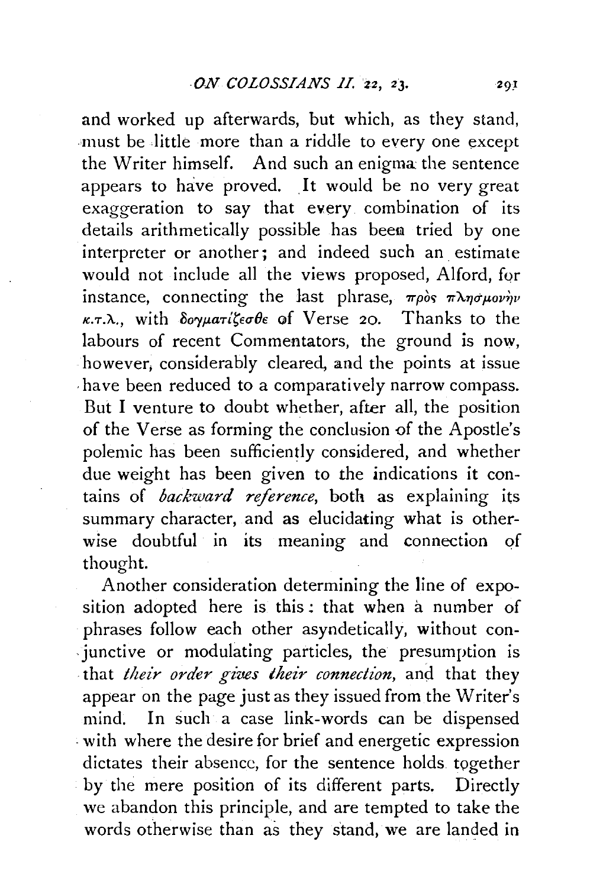and worked up afterwards, but which, as they stand, must be little more than a riddle to every one except the Writer himself. And such an enigma the sentence appears to have proved. It would be no very great exaggeration to say that every combination of its details arithmetically possible has been tried by one interpreter or another; and indeed such an estimate would not include all the views proposed, Alford, for instance, connecting the last phrase, πρὸς πλησμονὴν κ.τ.λ., with δογματίζεσθε of Verse 20. Thanks to the labours of recent Commentators, the ground is now, however, considerably cleared, and the points at issue have been reduced to a comparatively narrow compass. But I venture to doubt whether, after all, the position of the Verse as forming the conclusion of the Apostle's polemic has been sufficiently considered, and whether due weight has been given to the indications it contains of *backward reference*, both as explaining its summary character, and as elucidating what is otherwise doubtful in its meaning and connection of thought.

Another consideration determining the line of exposition adopted here is this: that when a number of phrases follow each other asyndetically, without conjunctive or modulating particles, the presumption is that *their order gives their connection*, and that they appear on the page just as they issued from the Writer's mind. In such a case link-words can be dispensed with where the desire for brief and energetic expression dictates their absence, for the sentence holds together by the mere position of its different parts. Directly we abandon this principle, and are tempted to take the words otherwise than as they stand, we are landed in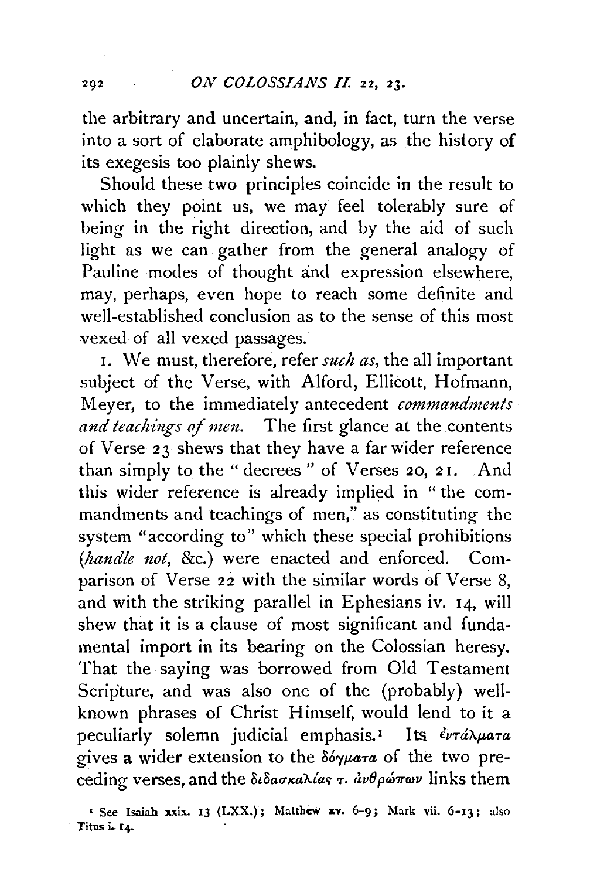the arbitrary and uncertain, and, in fact, turn the verse into a sort of elaborate amphibology, as the history of its exegesis too plainly shews.

Should these two principles coincide in the result to which they point us, we may feel tolerably sure of being in the right direction, and by the aid of such light as we can gather from the general analogy of Pauline modes of thought and expression elsewhere, may, perhaps, even hope to reach some definite and well-established conclusion as to the sense of this most vexed of all vexed passages.

1. We must, therefore, refer *such as*, the all important subject of the Verse, with Alford, Ellicott, Hofmann, Meyer, to the immediately antecedent *commandments and teachings of men*. The first glance at the contents of Verse 23 shews that they have a far wider reference than simply to the "decrees" of Verses 20, 21. And this wider reference is already implied in "the commandments and teachings of men," as constituting the system "according to" which these special prohibitions (*handle not*, &c.) were enacted and enforced. Comparison of Verse 22 with the similar words of Verse 8, and with the striking parallel in Ephesians iv. 14, will shew that it is a clause of most significant and fundamental import in its bearing on the Colossian heresy. That the saying was borrowed from Old Testament Scripture, and was also one of the (probably) well-known phrases of Christ Himself, would lend to it a peculiarly solemn judicial emphasis.[1] Its ἐντάλματα gives a wider extension to the δόγματα of the two preceding verses, and the διδασκαλίας τ. ἀνθρώπων links them

[1] See Isaiah xxix. 13 (LXX.); Matthew xv. 6-9; Mark vii. 6-13; also Titus i. 14.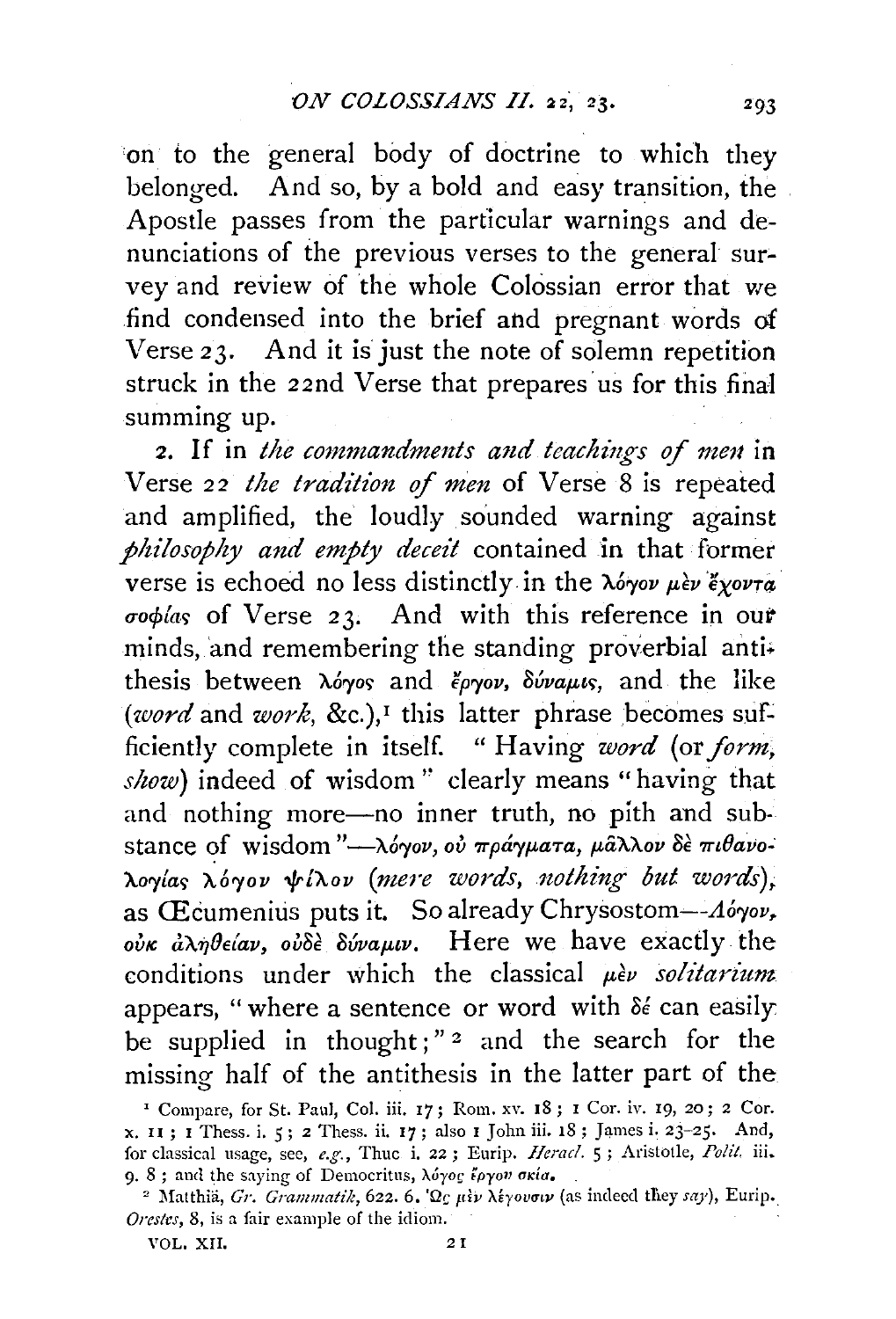on to the general body of doctrine to which they belonged. And so, by a bold and easy transition, the Apostle passes from the particular warnings and denunciations of the previous verses to the general survey and review of the whole Colossian error that we find condensed into the brief and pregnant words of Verse 23. And it is just the note of solemn repetition struck in the 22nd Verse that prepares us for this final summing up.

2. If in *the commandments and teachings of men* in Verse 22 *the tradition of men* of Verse 8 is repeated and amplified, the loudly sounded warning against *philosophy and empty deceit* contained in that former verse is echoed no less distinctly in the λόγον μὲν ἔχοντα σοφίας of Verse 23. And with this reference in our minds, and remembering the standing proverbial antithesis between λόγος and ἔργον, δύναμις, and the like (*word* and *work*, &c.),[1] this latter phrase becomes sufficiently complete in itself. "Having *word* (or *form, show*) indeed of wisdom" clearly means "having that and nothing more—no inner truth, no pith and substance of wisdom"—λόγον, οὐ πράγματα, μᾶλλον δὲ πιθανολογίας λόγον ψίλον (*mere words, nothing but words*), as Œcumenius puts it. So already Chrysostom—*Λόγον*, οὐκ ἀλήθειαν, οὐδὲ δύναμιν. Here we have exactly the conditions under which the classical μὲν *solitarium* appears, "where a sentence or word with δέ can easily be supplied in thought;"[2] and the search for the missing half of the antithesis in the latter part of the

[1] Compare, for St. Paul, Col. iii. 17; Rom. xv. 18; 1 Cor. iv. 19, 20; 2 Cor. x. 11; 1 Thess. i. 5; 2 Thess. ii. 17; also 1 John iii. 18; James i. 23–25. And, for classical usage, see, *e.g.*, Thuc i. 22; Eurip. *Heracl.* 5; Aristotle, *Polit.* iii. 9. 8; and the saying of Democritus, λόγος ἔργου σκιά.

[2] Matthiä, *Gr. Grammatik*, 622. 6. Ὡς μὲν λέγουσιν (as indeed they *say*), Eurip. *Orestes*, 8, is a fair example of the idiom.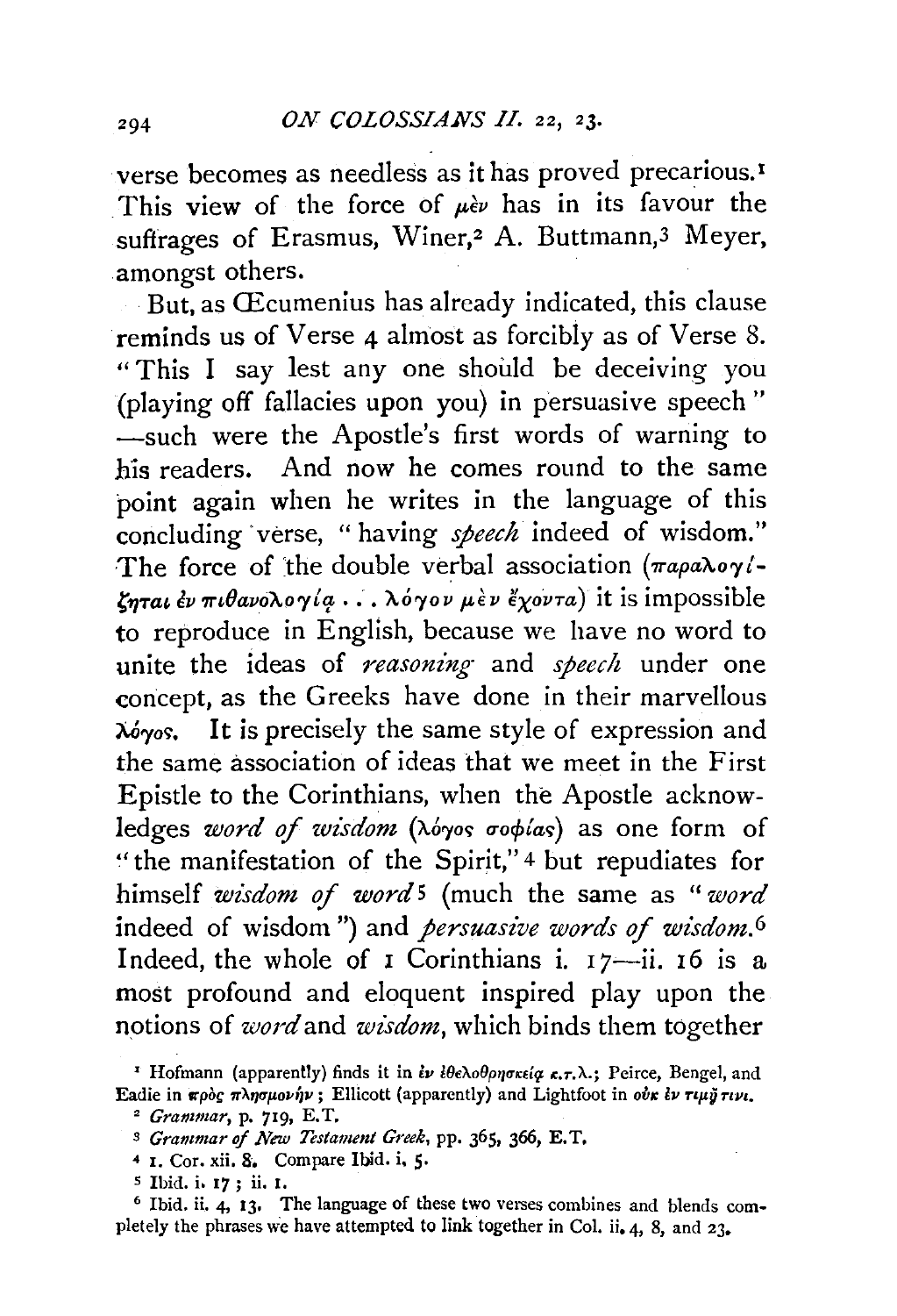verse becomes as needless as it has proved precarious.[1] This view of the force of μὲν has in its favour the suffrages of Erasmus, Winer,[2] A. Buttmann,[3] Meyer, amongst others.

But, as Œcumenius has already indicated, this clause reminds us of Verse 4 almost as forcibly as of Verse 8. "This I say lest any one should be deceiving you (playing off fallacies upon you) in persuasive speech"—such were the Apostle's first words of warning to his readers. And now he comes round to the same point again when he writes in the language of this concluding verse, "having *speech* indeed of wisdom." The force of the double verbal association (παραλογίζηται ἐν πιθανολογίᾳ . . . λόγον μὲν ἔχοντα) it is impossible to reproduce in English, because we have no word to unite the ideas of *reasoning* and *speech* under one concept, as the Greeks have done in their marvellous λόγος. It is precisely the same style of expression and the same association of ideas that we meet in the First Epistle to the Corinthians, when the Apostle acknowledges *word of wisdom* (λόγος σοφίας) as one form of "the manifestation of the Spirit,"[4] but repudiates for himself *wisdom of word*[5] (much the same as "*word* indeed of wisdom") and *persuasive words of wisdom.*[6] Indeed, the whole of 1 Corinthians i. 17—ii. 16 is a most profound and eloquent inspired play upon the notions of *word* and *wisdom*, which binds them together

[1] Hofmann (apparently) finds it in ἐν ἐθελοθρησκείᾳ κ.τ.λ.; Peirce, Bengel, and Eadie in πρὸς πλησμονήν; Ellicott (apparently) and Lightfoot in οὐκ ἐν τιμῇ τινι.

[2] *Grammar*, p. 719, E.T.

[3] *Grammar of New Testament Greek*, pp. 365, 366, E.T.

[4] 1. Cor. xii. 8. Compare Ibid. i. 5.

[5] Ibid. i. 17; ii. 1.

[6] Ibid. ii. 4, 13. The language of these two verses combines and blends completely the phrases we have attempted to link together in Col. ii. 4, 8, and 23.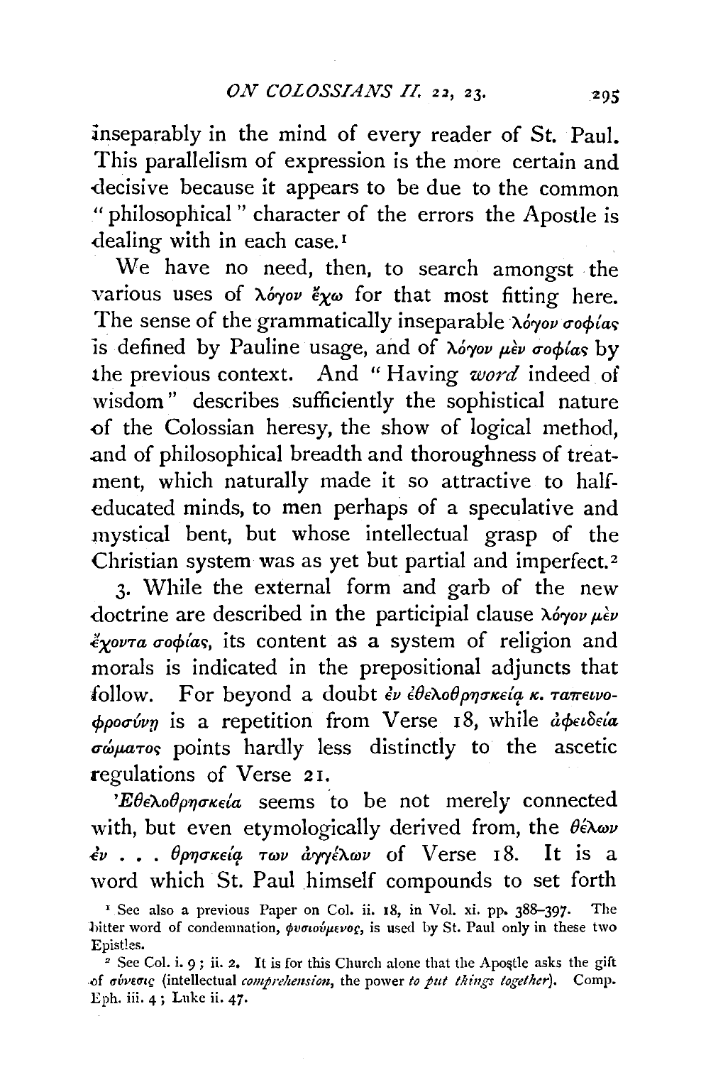inseparably in the mind of every reader of St. Paul. This parallelism of expression is the more certain and decisive because it appears to be due to the common "philosophical" character of the errors the Apostle is dealing with in each case.[1]

We have no need, then, to search amongst the various uses of λόγον ἔχω for that most fitting here. The sense of the grammatically inseparable λόγον σοφίας is defined by Pauline usage, and of λόγον μὲν σοφίας by the previous context. And "Having *word* indeed of wisdom" describes sufficiently the sophistical nature of the Colossian heresy, the show of logical method, and of philosophical breadth and thoroughness of treatment, which naturally made it so attractive to half-educated minds, to men perhaps of a speculative and mystical bent, but whose intellectual grasp of the Christian system was as yet but partial and imperfect.[2]

3. While the external form and garb of the new doctrine are described in the participial clause λόγον μὲν ἔχοντα σοφίας, its content as a system of religion and morals is indicated in the prepositional adjuncts that follow. For beyond a doubt ἐν ἐθελοθρησκείᾳ κ. ταπεινοφροσύνῃ is a repetition from Verse 18, while ἀφειδεία σώματος points hardly less distinctly to the ascetic regulations of Verse 21.

Ἐθελοθρησκεία seems to be not merely connected with, but even etymologically derived from, the θέλων ἐν . . . θρησκείᾳ των ἀγγέλων of Verse 18. It is a word which St. Paul himself compounds to set forth

[1] See also a previous Paper on Col. ii. 18, in Vol. xi. pp. 388–397. The bitter word of condemnation, φυσιούμενος, is used by St. Paul only in these two Epistles.

[2] See Col. i. 9; ii. 2. It is for this Church alone that the Apostle asks the gift of σύνεσις (intellectual *comprehension*, the power *to put things together*). Comp. Eph. iii. 4; Luke ii. 47.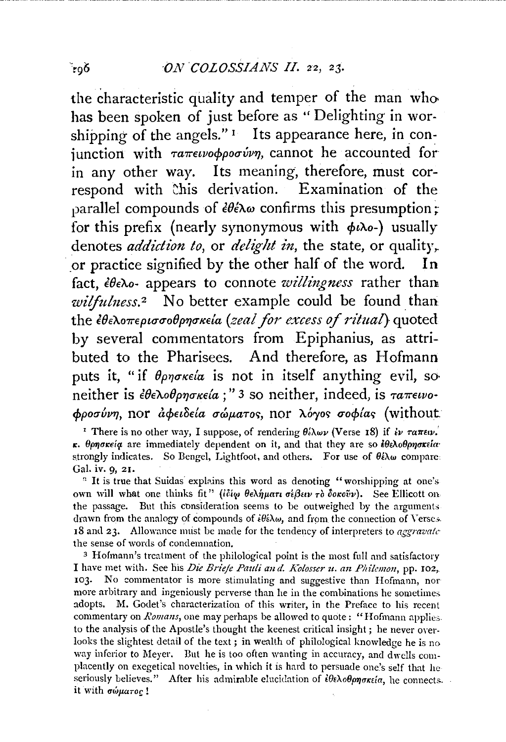the characteristic quality and temper of the man who has been spoken of just before as "Delighting in worshipping of the angels."[1] Its appearance here, in conjunction with ταπεινοφροσύνῃ, cannot he accounted for in any other way. Its meaning, therefore, must correspond with this derivation. Examination of the parallel compounds of ἐθέλω confirms this presumption; for this prefix (nearly synonymous with φιλο-) usually denotes *addiction to*, or *delight in*, the state, or quality, or practice signified by the other half of the word. In fact, ἐθελο- appears to connote *willingness* rather than *wilfulness*.[2] No better example could be found than the ἐθελοπερισσοθρησκεία (*zeal for excess of ritual*) quoted by several commentators from Epiphanius, as attributed to the Pharisees. And therefore, as Hofmann puts it, "if θρησκεία is not in itself anything evil, so neither is ἐθελοθρησκεία;"[3] so neither, indeed, is ταπεινοφροσύνη, nor ἀφειδεία σώματος, nor λόγος σοφίας (without

[1] There is no other way, I suppose, of rendering θέλων (Verse 18) if ἐν ταπειν. κ. θρησκείᾳ are immediately dependent on it, and that they are so ἐθελοθρησκεία strongly indicates. So Bengel, Lightfoot, and others. For use of θέλω compare Gal. iv. 9, 21.

[2] It is true that Suidas explains this word as denoting "worshipping at one's own will what one thinks fit" (ἰδίῳ θελήματι σέβειν τὸ δοκοῦν). See Ellicott on the passage. But this consideration seems to be outweighed by the arguments drawn from the analogy of compounds of ἐθέλω, and from the connection of Verses 18 and 23. Allowance must be made for the tendency of interpreters to *aggravate* the sense of words of condemnation.

[3] Hofmann's treatment of the philological point is the most full and satisfactory I have met with. See his *Die Briefe Pauli an d. Kolosser u. an Philemon*, pp. 102, 103. No commentator is more stimulating and suggestive than Hofmann, nor more arbitrary and ingeniously perverse than he in the combinations he sometimes adopts. M. Godet's characterization of this writer, in the Preface to his recent commentary on *Romans*, one may perhaps be allowed to quote: "Hofmann applies to the analysis of the Apostle's thought the keenest critical insight; he never overlooks the slightest detail of the text; in wealth of philological knowledge he is no way inferior to Meyer. But he is too often wanting in accuracy, and dwells complacently on exegetical novelties, in which it is hard to persuade one's self that he seriously believes." After his admirable elucidation of ἐθελοθρησκεία, he connects it with σώματος!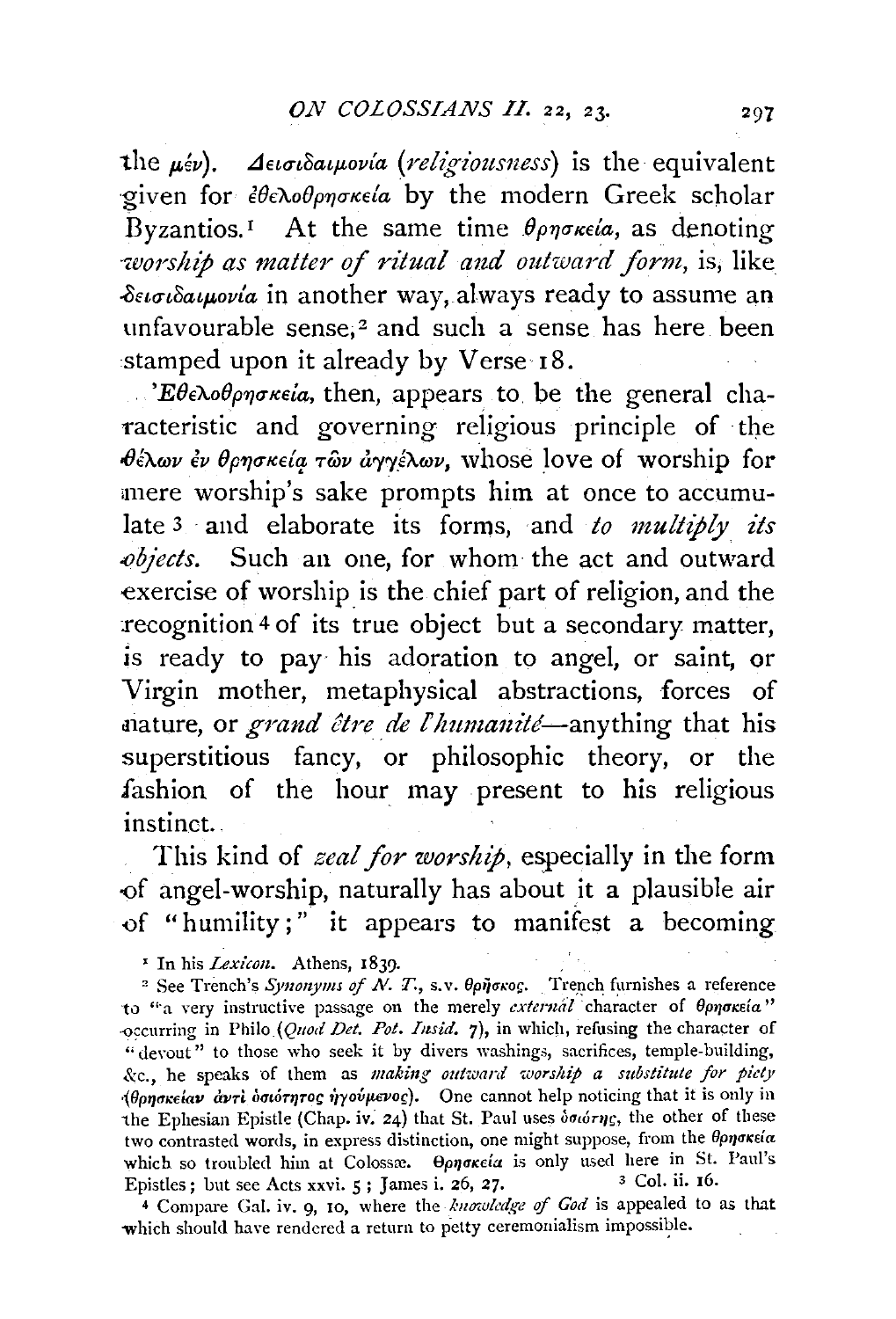the μέν). Δεισιδαιμονία (*religiousness*) is the equivalent given for ἐθελοθρησκεία by the modern Greek scholar Byzantios.[1] At the same time θρησκεία, as denoting *worship as matter of ritual and outward form*, is, like δεισιδαιμονία in another way, always ready to assume an unfavourable sense,[2] and such a sense has here been stamped upon it already by Verse 18.

Ἐθελοθρησκεία, then, appears to be the general characteristic and governing religious principle of the θέλων ἐν θρησκείᾳ τῶν ἀγγέλων, whose love of worship for mere worship's sake prompts him at once to accumulate[3] and elaborate its forms, and *to multiply its objects*. Such an one, for whom the act and outward exercise of worship is the chief part of religion, and the recognition[4] of its true object but a secondary matter, is ready to pay his adoration to angel, or saint, or Virgin mother, metaphysical abstractions, forces of nature, or *grand être de l'humanité*—anything that his superstitious fancy, or philosophic theory, or the fashion of the hour may present to his religious instinct.

This kind of *zeal for worship*, especially in the form of angel-worship, naturally has about it a plausible air of "humility;" it appears to manifest a becoming

---

[1] In his *Lexicon*. Athens, 1839.

[2] See Trench's *Synonyms of N. T.*, s.v. θρῆσκος. Trench furnishes a reference to "a very instructive passage on the merely *external* character of θρησκεία" occurring in Philo (*Quod Det. Pot. Insid.* 7), in which, refusing the character of "devout" to those who seek it by divers washings, sacrifices, temple-building, &c., he speaks of them as *making outward worship a substitute for piety* (θρησκείαν ἀντὶ ὁσιότητος ἡγούμενος). One cannot help noticing that it is only in the Ephesian Epistle (Chap. iv. 24) that St. Paul uses ὁσιότης, the other of these two contrasted words, in express distinction, one might suppose, from the θρησκεία which so troubled him at Colossæ. Θρησκεία is only used here in St. Paul's Epistles; but see Acts xxvi. 5; James i. 26, 27.

[3] Col. ii. 16.

[4] Compare Gal. iv. 9, 10, where the *knowledge of God* is appealed to as that which should have rendered a return to petty ceremonialism impossible.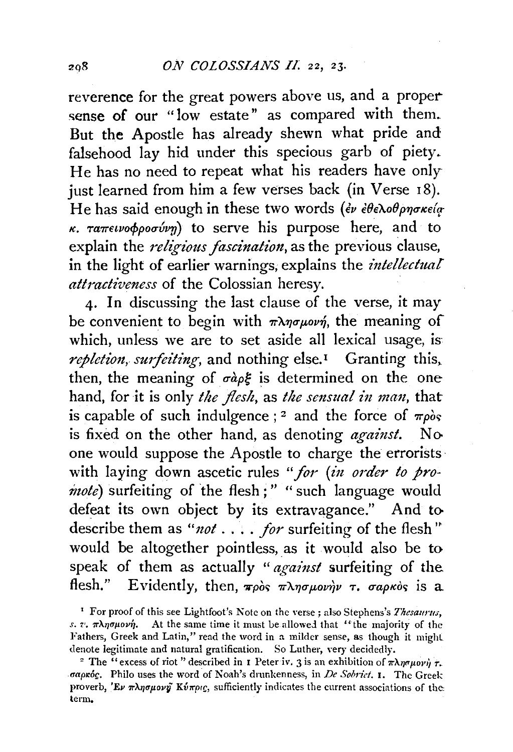reverence for the great powers above us, and a proper sense of our "low estate" as compared with them. But the Apostle has already shewn what pride and falsehood lay hid under this specious garb of piety. He has no need to repeat what his readers have only just learned from him a few verses back (in Verse 18). He has said enough in these two words (ἐν ἐθελοθρησκείᾳ κ. ταπεινοφροσύνῃ) to serve his purpose here, and to explain the *religious fascination*, as the previous clause, in the light of earlier warnings, explains the *intellectual attractiveness* of the Colossian heresy.

4. In discussing the last clause of the verse, it may be convenient to begin with πλησμονή, the meaning of which, unless we are to set aside all lexical usage, is *repletion*, *surfeiting*, and nothing else.[1] Granting this, then, the meaning of σὰρξ is determined on the one hand, for it is only *the flesh*, as *the sensual in man*, that is capable of such indulgence;[2] and the force of πρὸς is fixed on the other hand, as denoting *against*. No one would suppose the Apostle to charge the errorists with laying down ascetic rules "*for* (*in order to promote*) surfeiting of the flesh;" "such language would defeat its own object by its extravagance." And to describe them as "*not* . . . . *for* surfeiting of the flesh" would be altogether pointless, as it would also be to speak of them as actually "*against* surfeiting of the flesh." Evidently, then, πρὸς πλησμονὴν τ. σαρκὸς is a

[1] For proof of this see Lightfoot's Note on the verse; also Stephens's *Thesaurus*, *s. v.* πλησμονή. At the same time it must be allowed that "the majority of the Fathers, Greek and Latin," read the word in a milder sense, as though it might denote legitimate and natural gratification. So Luther, very decidedly.

[2] The "excess of riot" described in 1 Peter iv. 3 is an exhibition of πλησμονὴ τ. σαρκός. Philo uses the word of Noah's drunkenness, in *De Sobriet.* 1. The Greek proverb, Ἐν πλησμονῇ Κύπρις, sufficiently indicates the current associations of the term.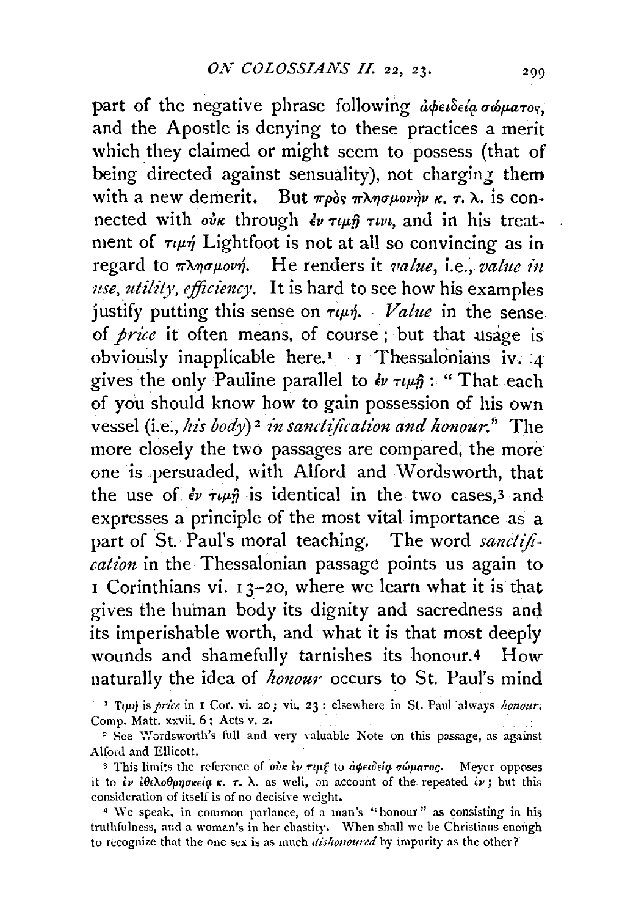part of the negative phrase following ἀφειδείᾳ σώματος, and the Apostle is denying to these practices a merit which they claimed or might seem to possess (that of being directed against sensuality), not charging them with a new demerit. But πρὸς πλησμονὴν κ. τ. λ. is connected with οὐκ through ἐν τιμῇ τινι, and in his treatment of τιμή Lightfoot is not at all so convincing as in regard to πλησμονή. He renders it *value*, i.e., *value in use, utility, efficiency*. It is hard to see how his examples justify putting this sense on τιμή. *Value* in the sense of *price* it often means, of course; but that usage is obviously inapplicable here.[1] 1 Thessalonians iv. 4 gives the only Pauline parallel to ἐν τιμῇ: "That each of you should know how to gain possession of his own vessel (i.e., *his body*)[2] *in sanctification and honour*." The more closely the two passages are compared, the more one is persuaded, with Alford and Wordsworth, that the use of ἐν τιμῇ is identical in the two cases,[3] and expresses a principle of the most vital importance as a part of St. Paul's moral teaching. The word *sanctification* in the Thessalonian passage points us again to 1 Corinthians vi. 13–20, where we learn what it is that gives the human body its dignity and sacredness and its imperishable worth, and what it is that most deeply wounds and shamefully tarnishes its honour.[4] How naturally the idea of *honour* occurs to St. Paul's mind

[1] Τιμή is *price* in 1 Cor. vi. 20; vii. 23: elsewhere in St. Paul always *honour*. Comp. Matt. xxvii. 6; Acts v. 2.

[2] See Wordsworth's full and very valuable Note on this passage, as against Alford and Ellicott.

[3] This limits the reference of οὐκ ἐν τιμῇ to ἀφειδείᾳ σώματος. Meyer opposes it to ἐν ἐθελοθρησκείᾳ κ. τ. λ. as well, on account of the repeated ἐν; but this consideration of itself is of no decisive weight.

[4] We speak, in common parlance, of a man's "honour" as consisting in his truthfulness, and a woman's in her chastity. When shall we be Christians enough to recognize that the one sex is as much *dishonoured* by impurity as the other?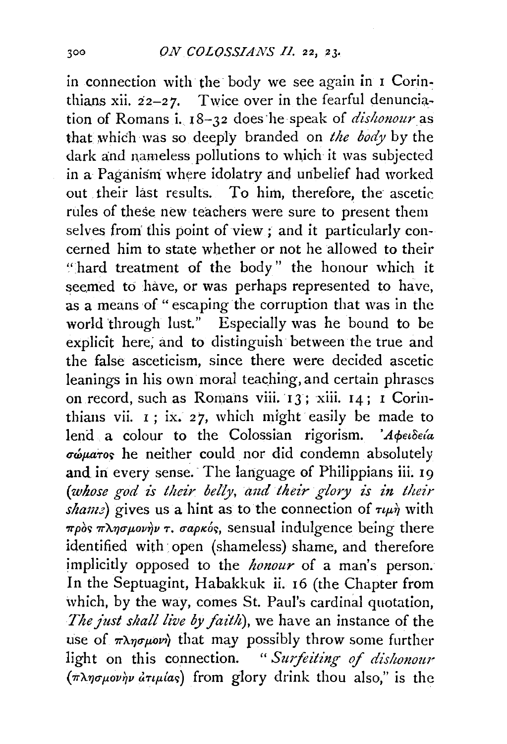in connection with the body we see again in 1 Corinthians xii. 22–27. Twice over in the fearful denunciation of Romans i. 18–32 does he speak of *dishonour* as that which was so deeply branded on *the body* by the dark and nameless pollutions to which it was subjected in a Paganism where idolatry and unbelief had worked out their last results. To him, therefore, the ascetic rules of these new teachers were sure to present them selves from this point of view; and it particularly concerned him to state whether or not he allowed to their "hard treatment of the body" the honour which it seemed to have, or was perhaps represented to have, as a means of "escaping the corruption that was in the world through lust." Especially was he bound to be explicit here, and to distinguish between the true and the false asceticism, since there were decided ascetic leanings in his own moral teaching, and certain phrases on record, such as Romans viii. 13; xiii. 14; 1 Corinthians vii. 1; ix. 27, which might easily be made to lend a colour to the Colossian rigorism. *Ἀφειδεία σώματος* he neither could nor did condemn absolutely and in every sense. The language of Philippians iii. 19 (*whose god is their belly, and their glory is in their shame*) gives us a hint as to the connection of *τιμὴ* with *πρὸς πλησμονὴν τ. σαρκός*, sensual indulgence being there identified with open (shameless) shame, and therefore implicitly opposed to the *honour* of a man's person. In the Septuagint, Habakkuk ii. 16 (the Chapter from which, by the way, comes St. Paul's cardinal quotation, *The just shall live by faith*), we have an instance of the use of *πλησμονὴ* that may possibly throw some further light on this connection. "*Surfeiting of dishonour* (*πλησμονὴν ἀτιμίας*) from glory drink thou also," is the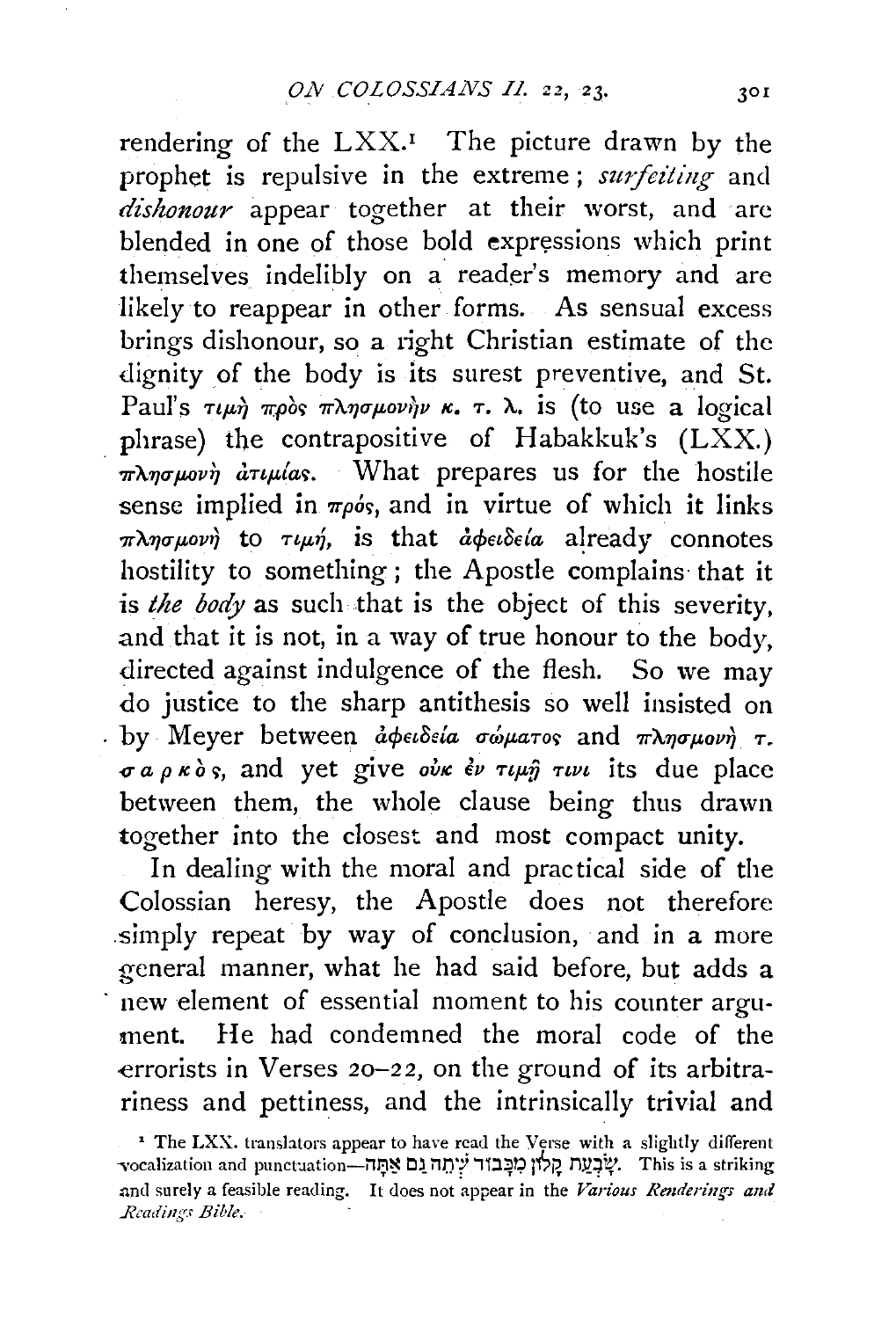rendering of the LXX.[1] The picture drawn by the prophet is repulsive in the extreme; *surfeiting* and *dishonour* appear together at their worst, and are blended in one of those bold expressions which print themselves indelibly on a reader's memory and are likely to reappear in other forms. As sensual excess brings dishonour, so a right Christian estimate of the dignity of the body is its surest preventive, and St. Paul's τιμὴ πρὸς πλησμονὴν κ. τ. λ. is (to use a logical phrase) the contrapositive of Habakkuk's (LXX.) πλησμονὴ ἀτιμίας. What prepares us for the hostile sense implied in πρός, and in virtue of which it links πλησμονή to τιμή, is that ἀφειδεία already connotes hostility to something; the Apostle complains that it is *the body* as such that is the object of this severity, and that it is not, in a way of true honour to the body, directed against indulgence of the flesh. So we may do justice to the sharp antithesis so well insisted on by Meyer between ἀφειδεία σώματος and πλησμονὴ τ. σ α ρ κ ό ς, and yet give οὐκ ἐν τιμῇ τινι its due place between them, the whole clause being thus drawn together into the closest and most compact unity.

In dealing with the moral and practical side of the Colossian heresy, the Apostle does not therefore simply repeat by way of conclusion, and in a more general manner, what he had said before, but adds a new element of essential moment to his counter argument. He had condemned the moral code of the errorists in Verses 20–22, on the ground of its arbitrariness and pettiness, and the intrinsically trivial and

[1] The LXX. translators appear to have read the Verse with a slightly different vocalization and punctuation—שָׂבַעְתָּ קָלוֹן מִכָּבוֹד שְׁתֵה גַם אַתָּה. This is a striking and surely a feasible reading. It does not appear in the *Various Renderings and Readings Bible*.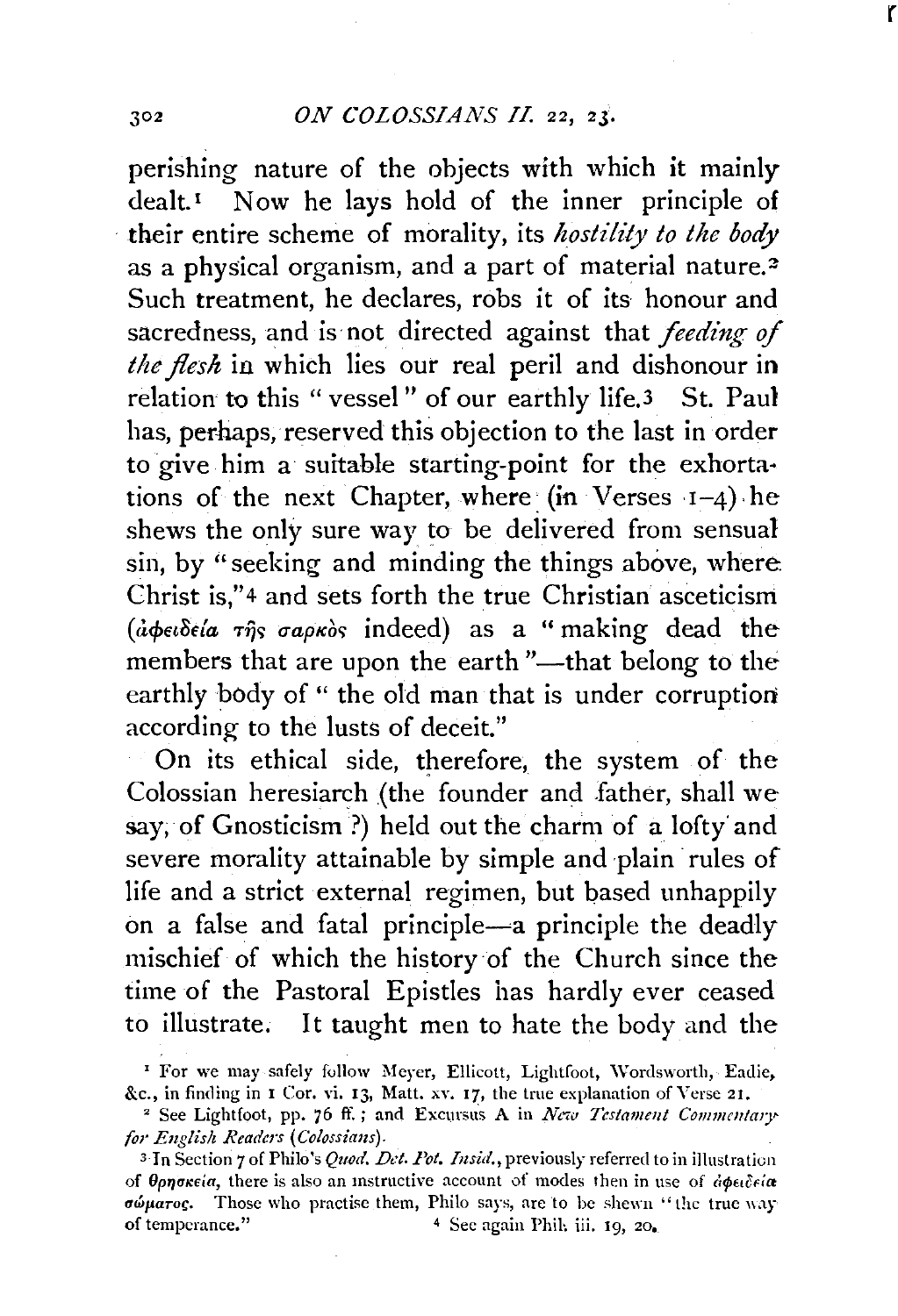perishing nature of the objects with which it mainly dealt.[1] Now he lays hold of the inner principle of their entire scheme of morality, its *hostility to the body* as a physical organism, and a part of material nature.[2] Such treatment, he declares, robs it of its honour and sacredness, and is not directed against that *feeding of the flesh* in which lies our real peril and dishonour in relation to this "vessel" of our earthly life.[3] St. Paul has, perhaps, reserved this objection to the last in order to give him a suitable starting-point for the exhortations of the next Chapter, where (in Verses 1–4) he shews the only sure way to be delivered from sensual sin, by "seeking and minding the things above, where Christ is,"[4] and sets forth the true Christian asceticism (ἀφειδεία τῆς σαρκὸς indeed) as a "making dead the members that are upon the earth"—that belong to the earthly body of "the old man that is under corruption according to the lusts of deceit."

On its ethical side, therefore, the system of the Colossian heresiarch (the founder and father, shall we say, of Gnosticism?) held out the charm of a lofty and severe morality attainable by simple and plain rules of life and a strict external regimen, but based unhappily on a false and fatal principle—a principle the deadly mischief of which the history of the Church since the time of the Pastoral Epistles has hardly ever ceased to illustrate. It taught men to hate the body and the

---

[1] For we may safely follow Meyer, Ellicott, Lightfoot, Wordsworth, Eadie, &c., in finding in 1 Cor. vi. 13, Matt. xv. 17, the true explanation of Verse 21.

[2] See Lightfoot, pp. 76 ff.; and Excursus A in *New Testament Commentary for English Readers* (*Colossians*).

[3] In Section 7 of Philo's *Quod. Det. Pot. Insid.*, previously referred to in illustration of θρησκεία, there is also an instructive account of modes then in use of ἀφειδεία σώματος. Those who practise them, Philo says, are to be shewn "the true way of temperance."

[4] See again Phil. iii. 19, 20.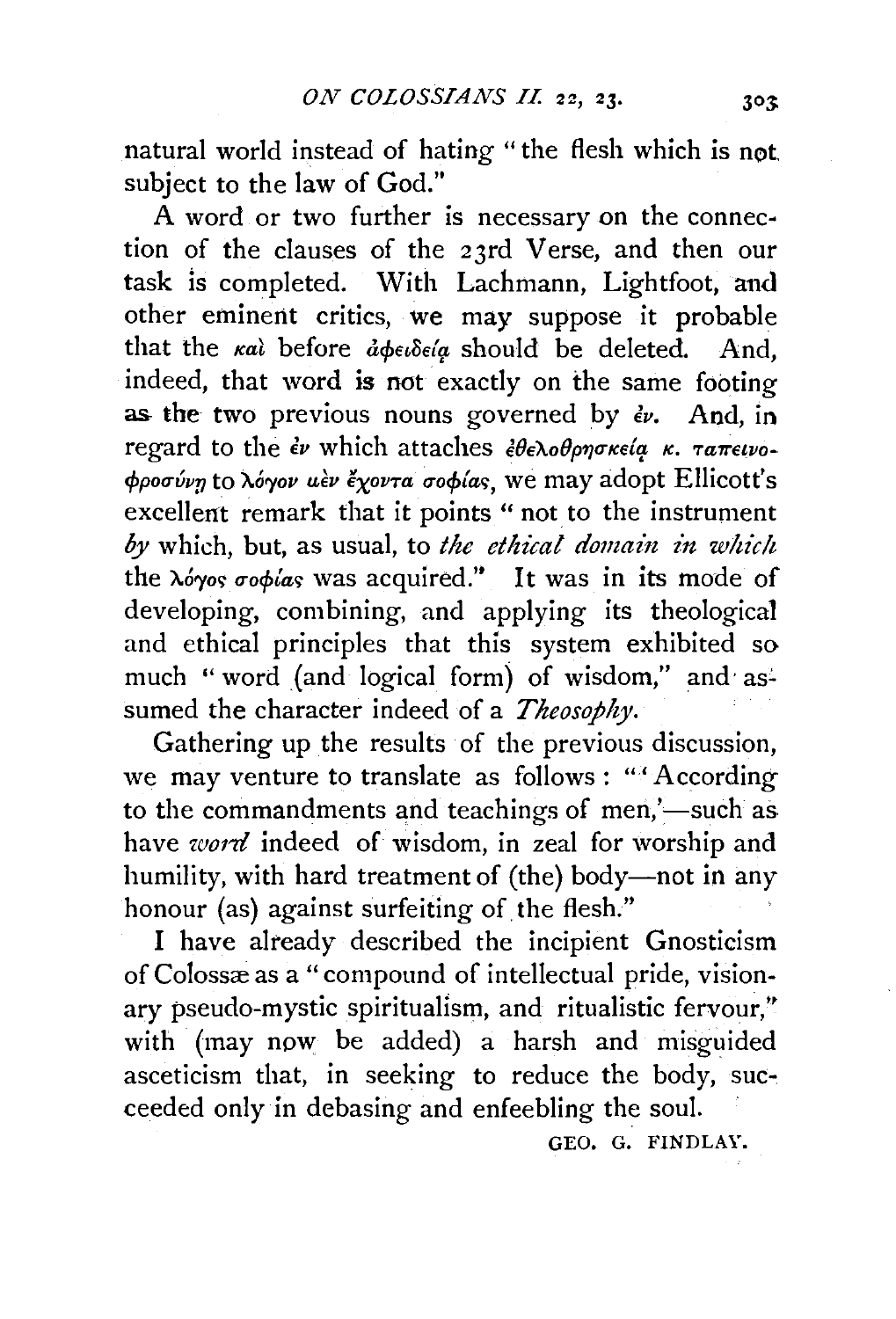natural world instead of hating "the flesh which is not subject to the law of God."

A word or two further is necessary on the connection of the clauses of the 23rd Verse, and then our task is completed. With Lachmann, Lightfoot, and other eminent critics, we may suppose it probable that the καὶ before ἀφειδείᾳ should be deleted. And, indeed, that word is not exactly on the same footing as the two previous nouns governed by ἐν. And, in regard to the ἐν which attaches ἐθελοθρησκείᾳ κ. ταπεινοφροσύνῃ to λόγον μὲν ἔχοντα σοφίας, we may adopt Ellicott's excellent remark that it points "not to the instrument *by* which, but, as usual, to *the ethical domain in which* the λόγος σοφίας was acquired." It was in its mode of developing, combining, and applying its theological and ethical principles that this system exhibited so much "word (and logical form) of wisdom," and assumed the character indeed of a *Theosophy*.

Gathering up the results of the previous discussion, we may venture to translate as follows: "'According to the commandments and teachings of men,'—such as have *word* indeed of wisdom, in zeal for worship and humility, with hard treatment of (the) body—not in any honour (as) against surfeiting of the flesh."

I have already described the incipient Gnosticism of Colossæ as a "compound of intellectual pride, visionary pseudo-mystic spiritualism, and ritualistic fervour," with (may now be added) a harsh and misguided asceticism that, in seeking to reduce the body, succeeded only in debasing and enfeebling the soul.

GEO. G. FINDLAY.